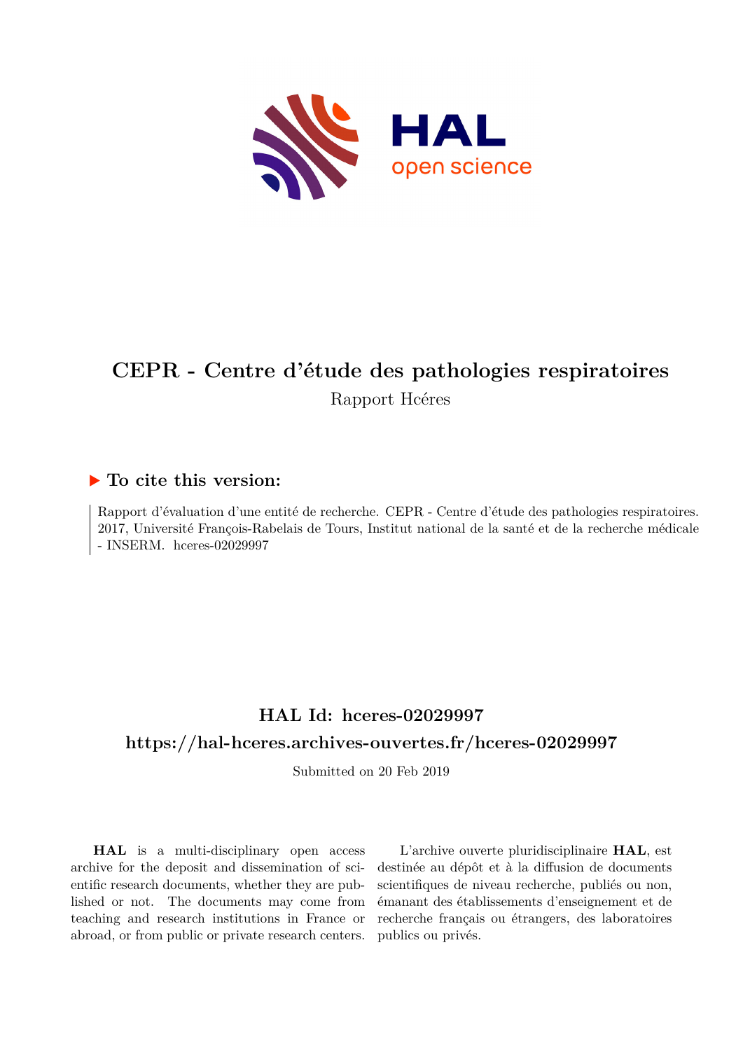# CEPR - Centre d'étude des pathologies respiratoires

Rapport Hcéres

## ▶ To cite this version:

Rapport d'évaluation d'une entité de recherche. CEPR - Centre d'étude des pathologies respiratoires. 2017, Université François-Rabelais de Tours, Institut national de la santé et de la recherche médicale - INSERM. hceres-02029997

## HAL Id: hceres-02029997

## https://hal-hceres.archives-ouvertes.fr/hceres-02029997

Submitted on 20 Feb 2019

**HAL** is a multi-disciplinary open access archive for the deposit and dissemination of scientific research documents, whether they are published or not. The documents may come from teaching and research institutions in France or abroad, or from public or private research centers.

L'archive ouverte pluridisciplinaire **HAL**, est destinée au dépôt et à la diffusion de documents scientifiques de niveau recherche, publiés ou non, émanant des établissements d'enseignement et de recherche français ou étrangers, des laboratoires publics ou privés.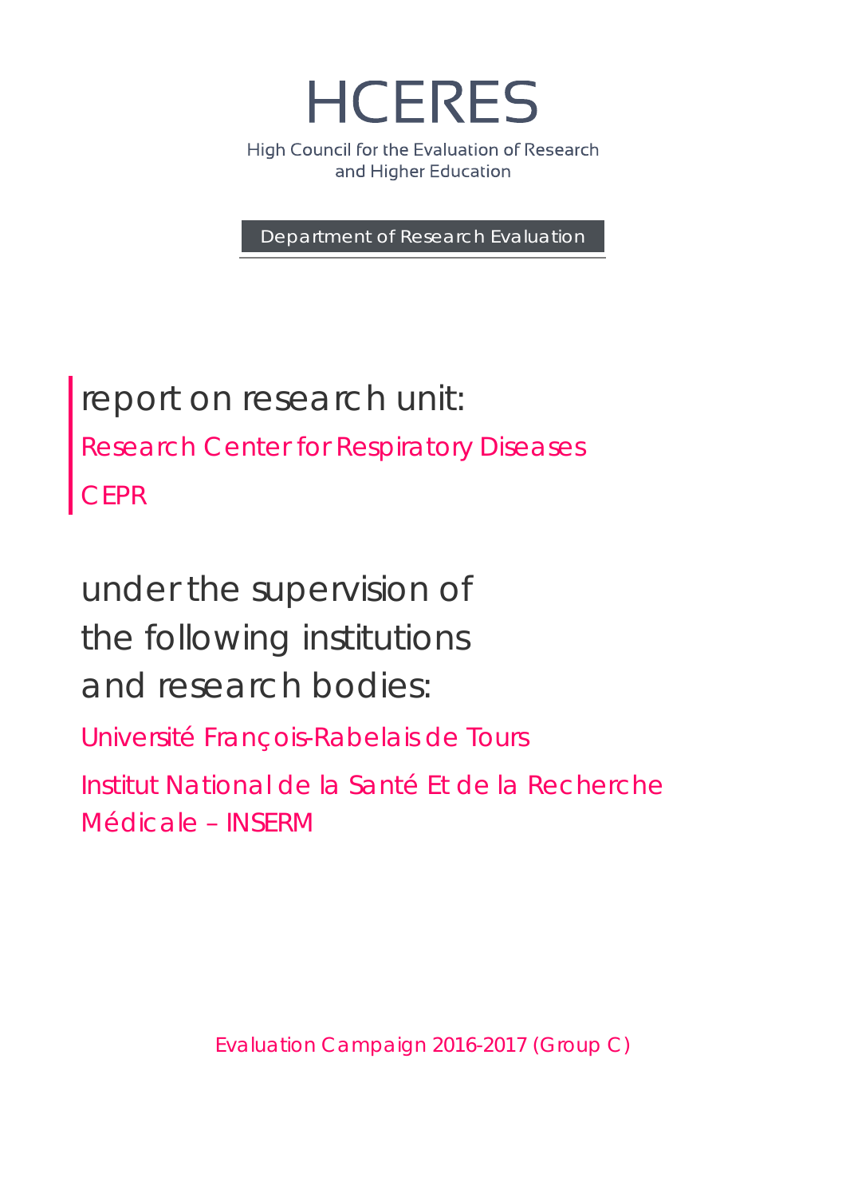# HCERES

High Council for the Evaluation of Research
and Higher Education

Department of Research Evaluation

## report on research unit:

Research Center for Respiratory Diseases

CEPR

## under the supervision of the following institutions and research bodies:

Université François-Rabelais de Tours

Institut National de la Santé Et de la Recherche Médicale – INSERM

Evaluation Campaign 2016-2017 (Group C)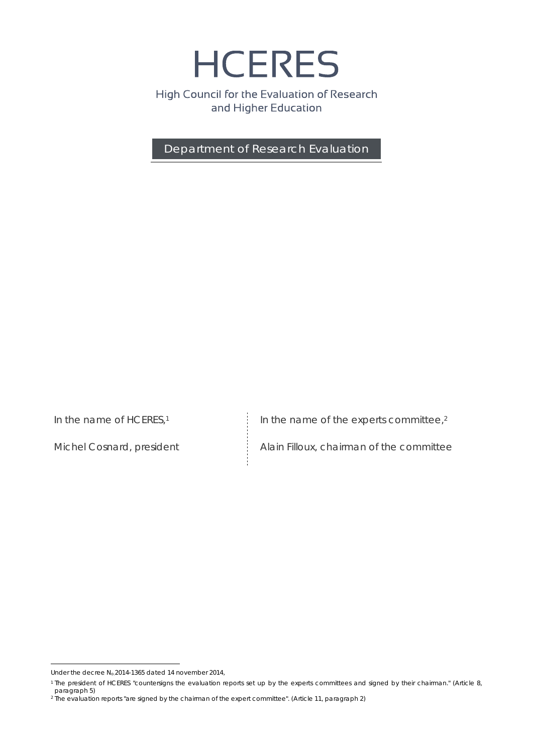# HCERES

High Council for the Evaluation of Research and Higher Education

Department of Research Evaluation

In the name of HCERES,[1]

Michel Cosnard, president

In the name of the experts committee,[2]

Alain Filloux, chairman of the committee

---

Under the decree N₀ 2014-1365 dated 14 november 2014,

[1] The president of HCERES "countersigns the evaluation reports set up by the experts committees and signed by their chairman." (Article 8, paragraph 5)

[2] The evaluation reports "are signed by the chairman of the expert committee". (Article 11, paragraph 2)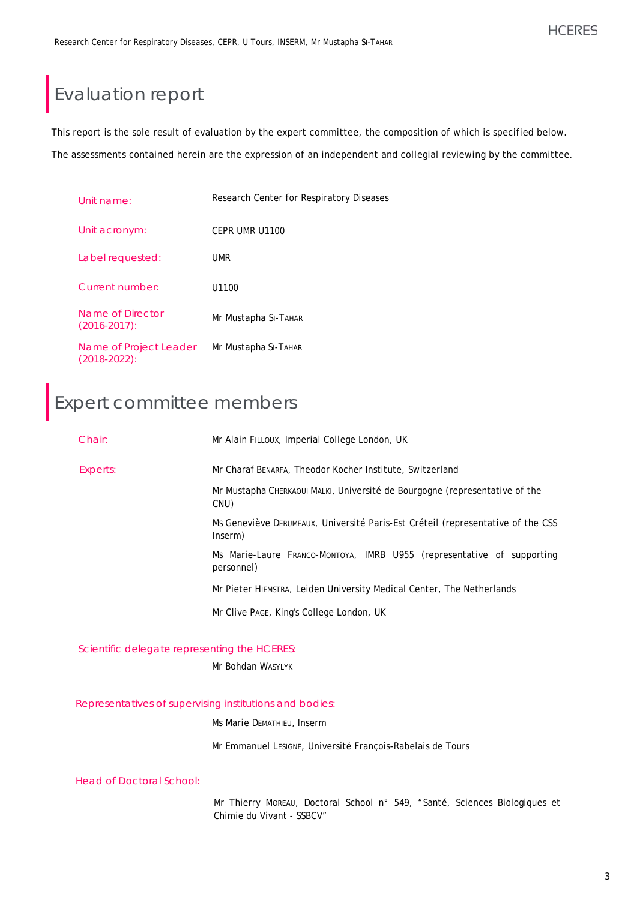# Evaluation report

This report is the sole result of evaluation by the expert committee, the composition of which is specified below.

The assessments contained herein are the expression of an independent and collegial reviewing by the committee.

| | |
|---|---|
| Unit name: | Research Center for Respiratory Diseases |
| Unit acronym: | CEPR UMR U1100 |
| Label requested: | UMR |
| Current number: | U1100 |
| Name of Director (2016-2017): | Mr Mustapha SI-TAHAR |
| Name of Project Leader (2018-2022): | Mr Mustapha SI-TAHAR |

# Expert committee members

| | |
|---|---|
| Chair: | Mr Alain FILLOUX, Imperial College London, UK |
| Experts: | Mr Charaf BENARFA, Theodor Kocher Institute, Switzerland |
| | Mr Mustapha CHERKAOUI MALKI, Université de Bourgogne (representative of the CNU) |
| | Ms Geneviève DERUMEAUX, Université Paris-Est Créteil (representative of the CSS Inserm) |
| | Ms Marie-Laure FRANCO-MONTOYA, IMRB U955 (representative of supporting personnel) |
| | Mr Pieter HIEMSTRA, Leiden University Medical Center, The Netherlands |
| | Mr Clive PAGE, King's College London, UK |

**Scientific delegate representing the HCERES:**

Mr Bohdan WASYLYK

**Representatives of supervising institutions and bodies:**

Ms Marie DEMATHIEU, Inserm

Mr Emmanuel LESIGNE, Université François-Rabelais de Tours

**Head of Doctoral School:**

Mr Thierry MOREAU, Doctoral School n° 549, "Santé, Sciences Biologiques et Chimie du Vivant - SSBCV"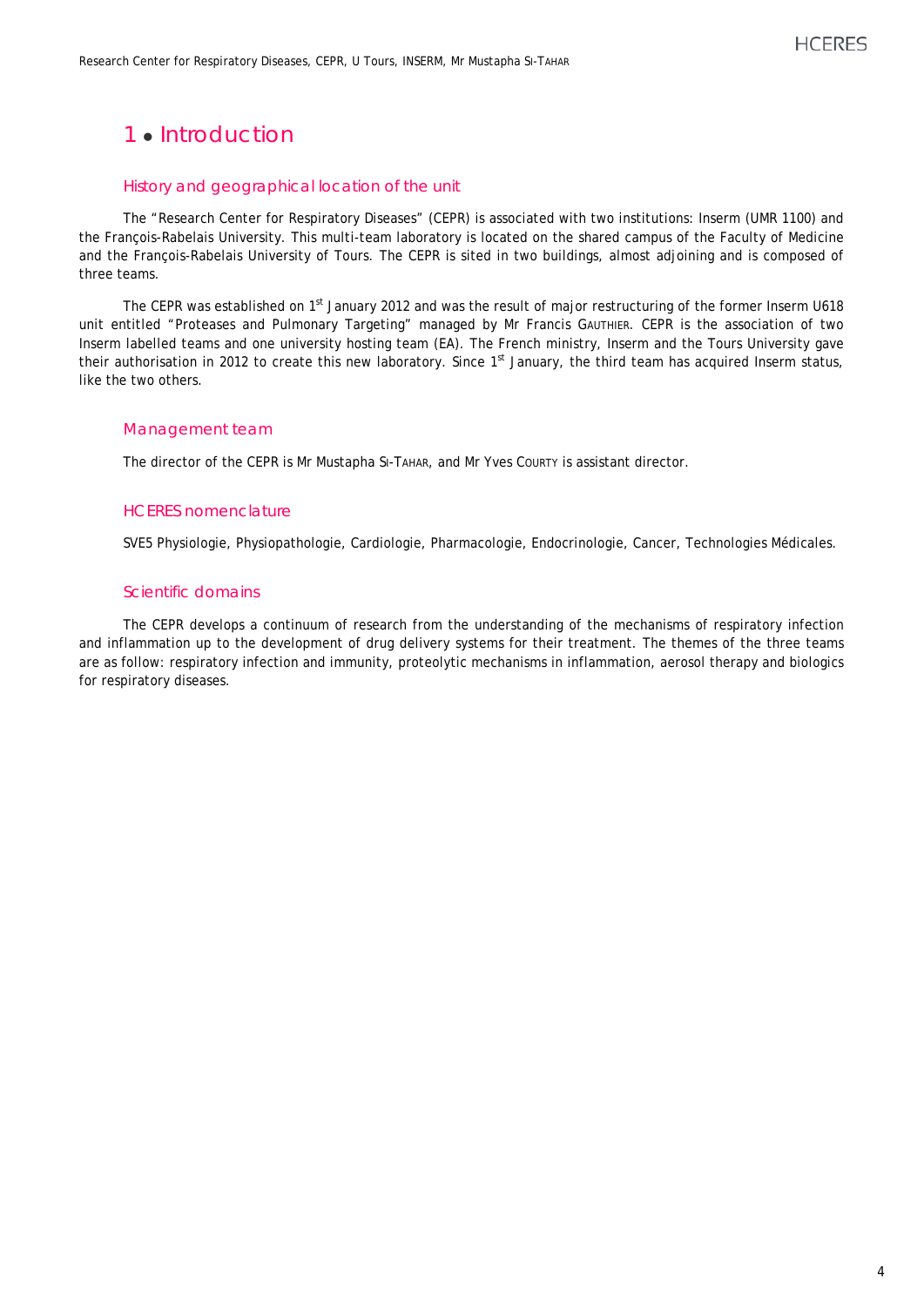# 1 • Introduction

## History and geographical location of the unit

The "Research Center for Respiratory Diseases" (CEPR) is associated with two institutions: Inserm (UMR 1100) and the François-Rabelais University. This multi-team laboratory is located on the shared campus of the Faculty of Medicine and the François-Rabelais University of Tours. The CEPR is sited in two buildings, almost adjoining and is composed of three teams.

The CEPR was established on 1st January 2012 and was the result of major restructuring of the former Inserm U618 unit entitled "Proteases and Pulmonary Targeting" managed by Mr Francis GAUTHIER. CEPR is the association of two Inserm labelled teams and one university hosting team (EA). The French ministry, Inserm and the Tours University gave their authorisation in 2012 to create this new laboratory. Since 1st January, the third team has acquired Inserm status, like the two others.

## Management team

The director of the CEPR is Mr Mustapha SI-TAHAR, and Mr Yves COURTY is assistant director.

## HCERES nomenclature

SVE5 Physiologie, Physiopathologie, Cardiologie, Pharmacologie, Endocrinologie, Cancer, Technologies Médicales.

## Scientific domains

The CEPR develops a continuum of research from the understanding of the mechanisms of respiratory infection and inflammation up to the development of drug delivery systems for their treatment. The themes of the three teams are as follow: respiratory infection and immunity, proteolytic mechanisms in inflammation, aerosol therapy and biologics for respiratory diseases.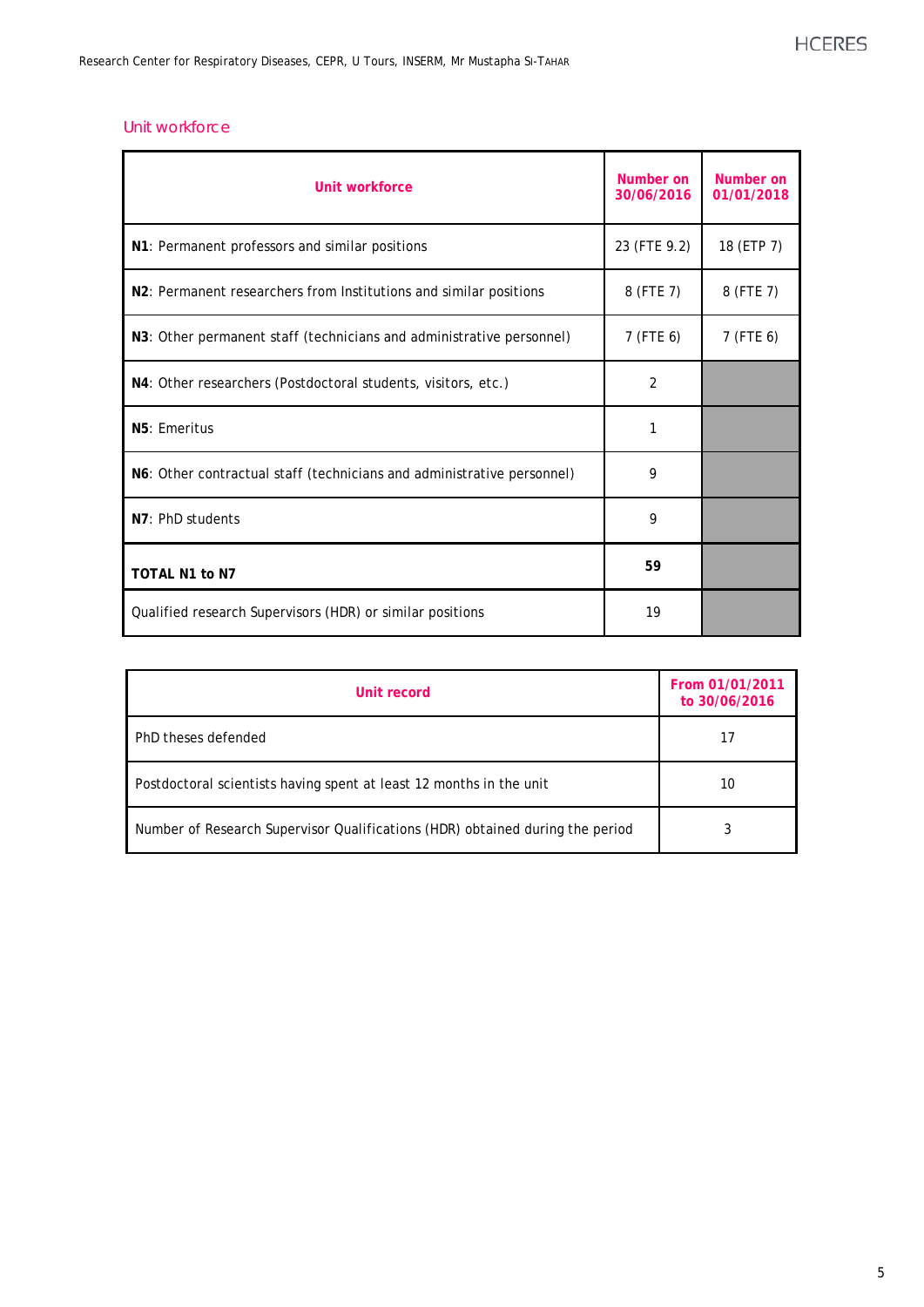## Unit workforce

| Unit workforce | Number on 30/06/2016 | Number on 01/01/2018 |
|---|---|---|
| **N1**: Permanent professors and similar positions | 23 (FTE 9.2) | 18 (ETP 7) |
| **N2**: Permanent researchers from Institutions and similar positions | 8 (FTE 7) | 8 (FTE 7) |
| **N3**: Other permanent staff (technicians and administrative personnel) | 7 (FTE 6) | 7 (FTE 6) |
| **N4**: Other researchers (Postdoctoral students, visitors, etc.) | 2 | |
| **N5**: Emeritus | 1 | |
| **N6**: Other contractual staff (technicians and administrative personnel) | 9 | |
| **N7**: PhD students | 9 | |
| **TOTAL N1 to N7** | **59** | |
| Qualified research Supervisors (HDR) or similar positions | 19 | |

| Unit record | From 01/01/2011 to 30/06/2016 |
|---|---|
| PhD theses defended | 17 |
| Postdoctoral scientists having spent at least 12 months in the unit | 10 |
| Number of Research Supervisor Qualifications (HDR) obtained during the period | 3 |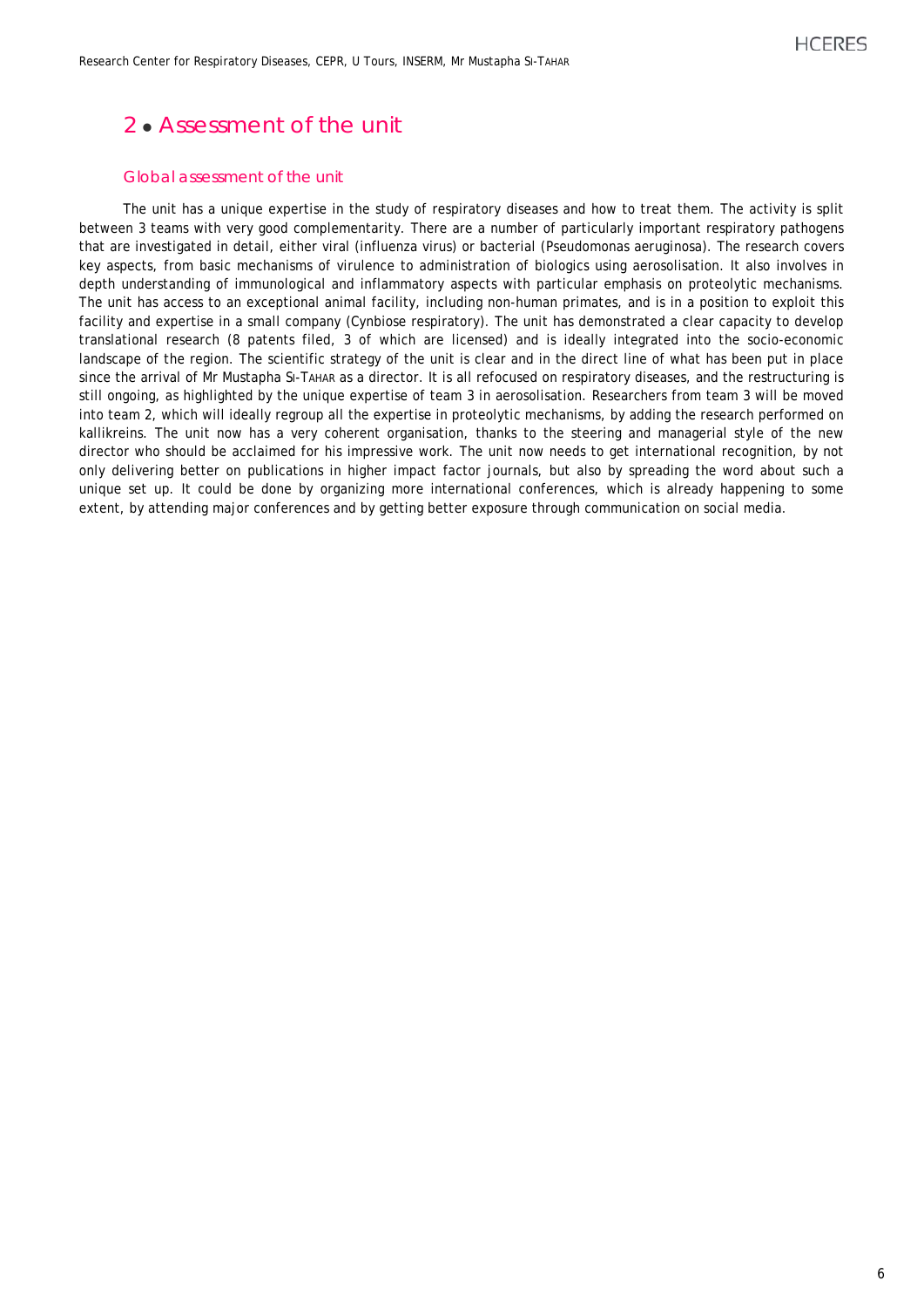## 2 • Assessment of the unit

### Global assessment of the unit

The unit has a unique expertise in the study of respiratory diseases and how to treat them. The activity is split between 3 teams with very good complementarity. There are a number of particularly important respiratory pathogens that are investigated in detail, either viral (influenza virus) or bacterial (Pseudomonas aeruginosa). The research covers key aspects, from basic mechanisms of virulence to administration of biologics using aerosolisation. It also involves in depth understanding of immunological and inflammatory aspects with particular emphasis on proteolytic mechanisms. The unit has access to an exceptional animal facility, including non-human primates, and is in a position to exploit this facility and expertise in a small company (Cynbiose respiratory). The unit has demonstrated a clear capacity to develop translational research (8 patents filed, 3 of which are licensed) and is ideally integrated into the socio-economic landscape of the region. The scientific strategy of the unit is clear and in the direct line of what has been put in place since the arrival of Mr Mustapha SI-TAHAR as a director. It is all refocused on respiratory diseases, and the restructuring is still ongoing, as highlighted by the unique expertise of team 3 in aerosolisation. Researchers from team 3 will be moved into team 2, which will ideally regroup all the expertise in proteolytic mechanisms, by adding the research performed on kallikreins. The unit now has a very coherent organisation, thanks to the steering and managerial style of the new director who should be acclaimed for his impressive work. The unit now needs to get international recognition, by not only delivering better on publications in higher impact factor journals, but also by spreading the word about such a unique set up. It could be done by organizing more international conferences, which is already happening to some extent, by attending major conferences and by getting better exposure through communication on social media.